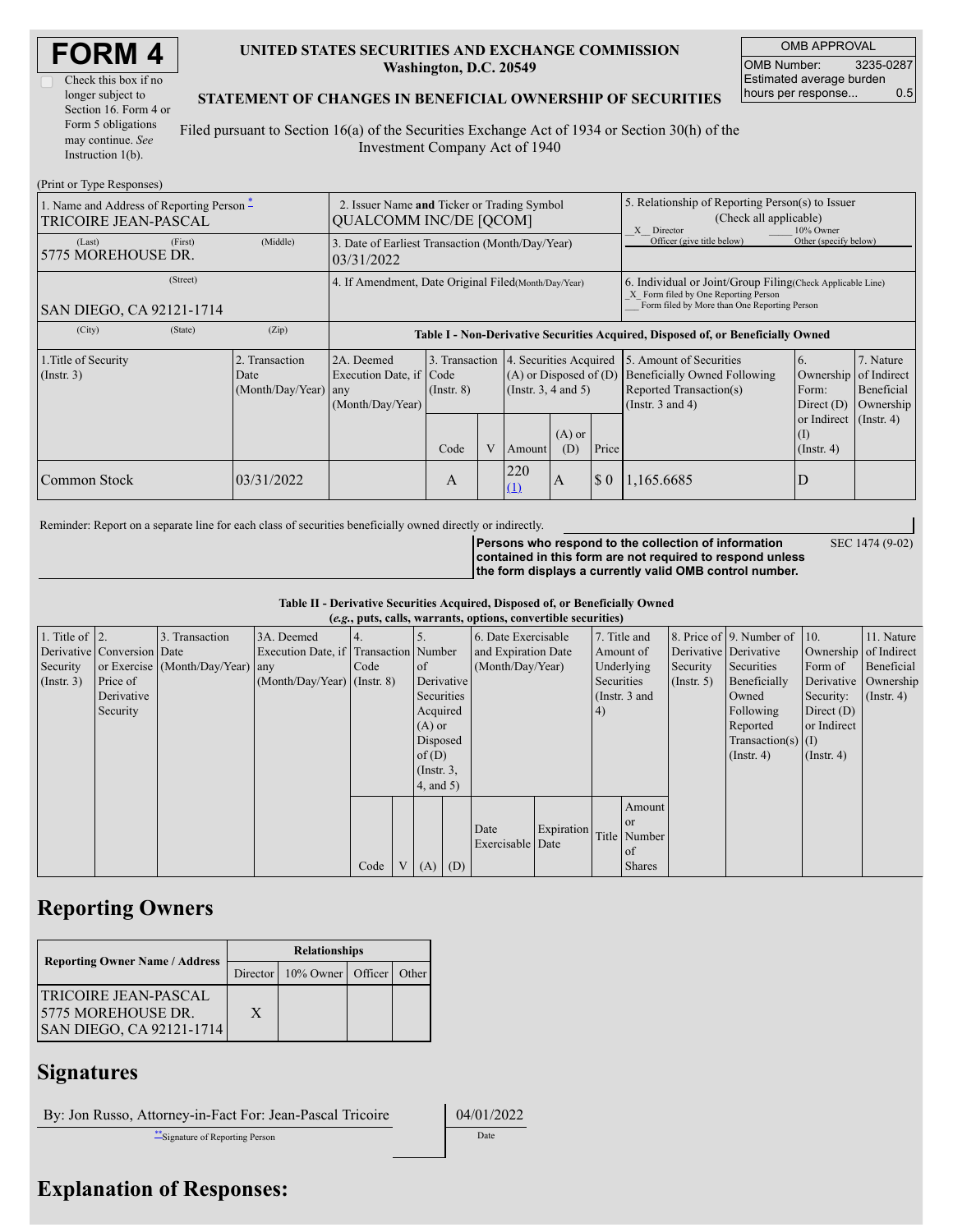# FORM 4

☐ Check this box if no longer subject to Section 16. Form 4 or Form 5 obligations may continue. *See* Instruction 1(b).

**UNITED STATES SECURITIES AND EXCHANGE COMMISSION**
**Washington, D.C. 20549**

**STATEMENT OF CHANGES IN BENEFICIAL OWNERSHIP OF SECURITIES**

Filed pursuant to Section 16(a) of the Securities Exchange Act of 1934 or Section 30(h) of the Investment Company Act of 1940

| OMB APPROVAL | |
|---|---|
| OMB Number: | 3235-0287 |
| Estimated average burden hours per response... | 0.5 |

(Print or Type Responses)

| | | |
|---|---|---|
| 1. Name and Address of Reporting Person * TRICOIRE JEAN-PASCAL | 2. Issuer Name **and** Ticker or Trading Symbol QUALCOMM INC/DE [QCOM] | 5. Relationship of Reporting Person(s) to Issuer (Check all applicable) _X_ Director ___ 10% Owner ___ Officer (give title below) ___ Other (specify below) |
| (Last) (First) (Middle) 5775 MOREHOUSE DR. | 3. Date of Earliest Transaction (Month/Day/Year) 03/31/2022 | |
| (Street) SAN DIEGO, CA 92121-1714 | 4. If Amendment, Date Original Filed (Month/Day/Year) | 6. Individual or Joint/Group Filing (Check Applicable Line) _X_ Form filed by One Reporting Person ___ Form filed by More than One Reporting Person |
| (City) (State) (Zip) | | |

**Table I - Non-Derivative Securities Acquired, Disposed of, or Beneficially Owned**

| 1.Title of Security (Instr. 3) | 2. Transaction Date (Month/Day/Year) | 2A. Deemed Execution Date, if any (Month/Day/Year) | 3. Transaction Code (Instr. 8) | | 4. Securities Acquired (A) or Disposed of (D) (Instr. 3, 4 and 5) | | | 5. Amount of Securities Beneficially Owned Following Reported Transaction(s) (Instr. 3 and 4) | 6. Ownership Form: Direct (D) or Indirect (I) (Instr. 4) | 7. Nature of Indirect Beneficial Ownership (Instr. 4) |
|---|---|---|---|---|---|---|---|---|---|---|
| | | | Code | V | Amount | (A) or (D) | Price | | | |
| Common Stock | 03/31/2022 | | A | | 220 (1) | A | $ 0 | 1,165.6685 | D | |

Reminder: Report on a separate line for each class of securities beneficially owned directly or indirectly.

**Persons who respond to the collection of information contained in this form are not required to respond unless the form displays a currently valid OMB control number.** SEC 1474 (9-02)

**Table II - Derivative Securities Acquired, Disposed of, or Beneficially Owned**
***(e.g.*, puts, calls, warrants, options, convertible securities)**

| 1. Title of Derivative Security (Instr. 3) | 2. Conversion or Exercise Price of Derivative Security | 3. Transaction Date (Month/Day/Year) | 3A. Deemed Execution Date, if any (Month/Day/Year) | 4. Transaction Code (Instr. 8) | | 5. Number of Derivative Securities Acquired (A) or Disposed of (D) (Instr. 3, 4, and 5) | | 6. Date Exercisable and Expiration Date (Month/Day/Year) | | 7. Title and Amount of Underlying Securities (Instr. 3 and 4) | | 8. Price of Derivative Security (Instr. 5) | 9. Number of Derivative Securities Beneficially Owned Following Reported Transaction(s) (Instr. 4) | 10. Ownership Form of Derivative Security: Direct (D) or Indirect (I) (Instr. 4) | 11. Nature of Indirect Beneficial Ownership (Instr. 4) |
|---|---|---|---|---|---|---|---|---|---|---|---|---|---|---|---|
| | | | | Code | V | (A) | (D) | Date Exercisable | Expiration Date | Title | Amount or Number of Shares | | | | |

## Reporting Owners

| Reporting Owner Name / Address | Relationships | | | |
|---|---|---|---|---|
| | Director | 10% Owner | Officer | Other |
| TRICOIRE JEAN-PASCAL 5775 MOREHOUSE DR. SAN DIEGO, CA 92121-1714 | X | | | |

## Signatures

| | |
|---|---|
| By: Jon Russo, Attorney-in-Fact For: Jean-Pascal Tricoire | 04/01/2022 |
| ** Signature of Reporting Person | Date |

## Explanation of Responses: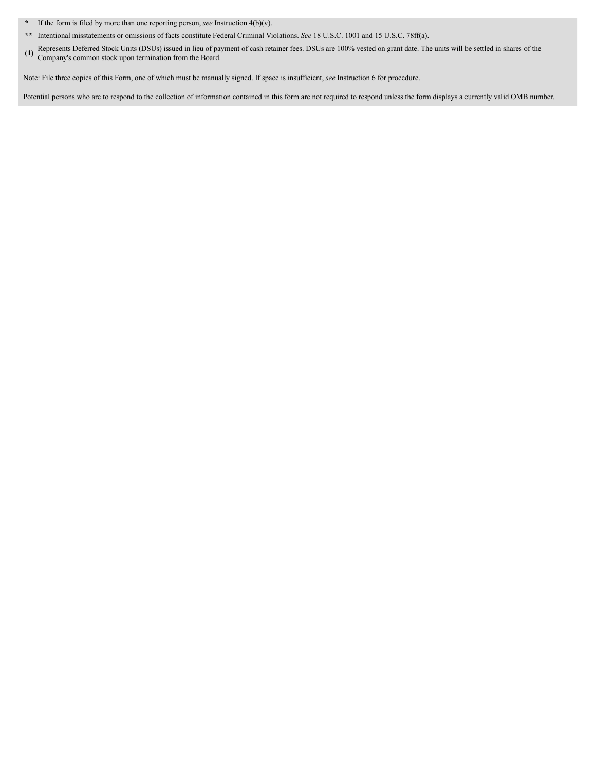| | |
|---|---|
| * | If the form is filed by more than one reporting person, *see* Instruction 4(b)(v). |
| ** | Intentional misstatements or omissions of facts constitute Federal Criminal Violations. *See* 18 U.S.C. 1001 and 15 U.S.C. 78ff(a). |
| **(1)** | Represents Deferred Stock Units (DSUs) issued in lieu of payment of cash retainer fees. DSUs are 100% vested on grant date. The units will be settled in shares of the Company's common stock upon termination from the Board. |

Note: File three copies of this Form, one of which must be manually signed. If space is insufficient, *see* Instruction 6 for procedure.

Potential persons who are to respond to the collection of information contained in this form are not required to respond unless the form displays a currently valid OMB number.